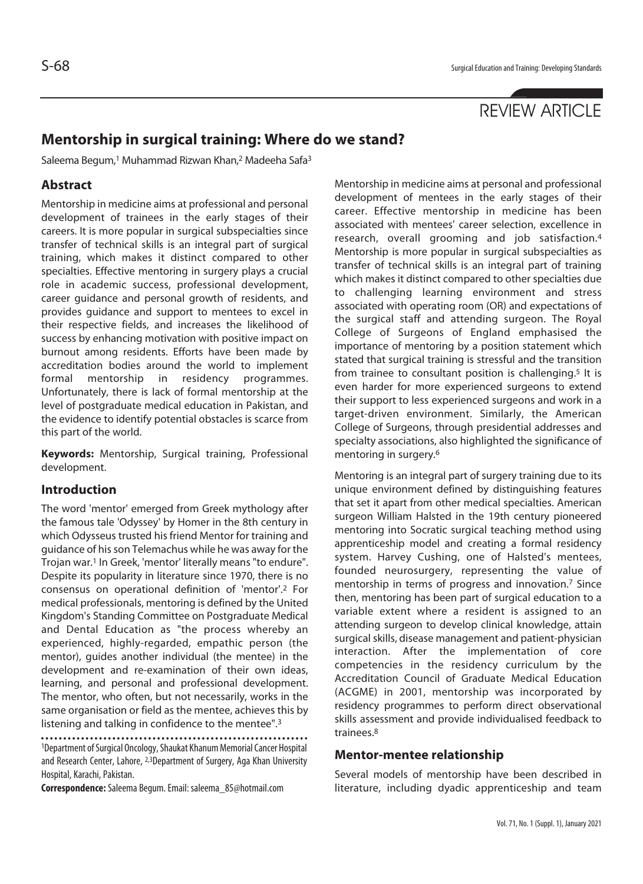REVIEW ARTICLE

# Mentorship in surgical training: Where do we stand?

Saleema Begum,[1] Muhammad Rizwan Khan,[2] Madeeha Safa[3]

## Abstract

Mentorship in medicine aims at professional and personal development of trainees in the early stages of their careers. It is more popular in surgical subspecialties since transfer of technical skills is an integral part of surgical training, which makes it distinct compared to other specialties. Effective mentoring in surgery plays a crucial role in academic success, professional development, career guidance and personal growth of residents, and provides guidance and support to mentees to excel in their respective fields, and increases the likelihood of success by enhancing motivation with positive impact on burnout among residents. Efforts have been made by accreditation bodies around the world to implement formal mentorship in residency programmes. Unfortunately, there is lack of formal mentorship at the level of postgraduate medical education in Pakistan, and the evidence to identify potential obstacles is scarce from this part of the world.

**Keywords:** Mentorship, Surgical training, Professional development.

## Introduction

The word 'mentor' emerged from Greek mythology after the famous tale 'Odyssey' by Homer in the 8th century in which Odysseus trusted his friend Mentor for training and guidance of his son Telemachus while he was away for the Trojan war.[1] In Greek, 'mentor' literally means "to endure". Despite its popularity in literature since 1970, there is no consensus on operational definition of 'mentor'.[2] For medical professionals, mentoring is defined by the United Kingdom's Standing Committee on Postgraduate Medical and Dental Education as "the process whereby an experienced, highly-regarded, empathic person (the mentor), guides another individual (the mentee) in the development and re-examination of their own ideas, learning, and personal and professional development. The mentor, who often, but not necessarily, works in the same organisation or field as the mentee, achieves this by listening and talking in confidence to the mentee".[3]

[1]Department of Surgical Oncology, Shaukat Khanum Memorial Cancer Hospital and Research Center, Lahore, [2,3]Department of Surgery, Aga Khan University Hospital, Karachi, Pakistan.

**Correspondence:** Saleema Begum. Email: saleema_85@hotmail.com

Mentorship in medicine aims at personal and professional development of mentees in the early stages of their career. Effective mentorship in medicine has been associated with mentees' career selection, excellence in research, overall grooming and job satisfaction.[4] Mentorship is more popular in surgical subspecialties as transfer of technical skills is an integral part of training which makes it distinct compared to other specialties due to challenging learning environment and stress associated with operating room (OR) and expectations of the surgical staff and attending surgeon. The Royal College of Surgeons of England emphasised the importance of mentoring by a position statement which stated that surgical training is stressful and the transition from trainee to consultant position is challenging.[5] It is even harder for more experienced surgeons to extend their support to less experienced surgeons and work in a target-driven environment. Similarly, the American College of Surgeons, through presidential addresses and specialty associations, also highlighted the significance of mentoring in surgery.[6]

Mentoring is an integral part of surgery training due to its unique environment defined by distinguishing features that set it apart from other medical specialties. American surgeon William Halsted in the 19th century pioneered mentoring into Socratic surgical teaching method using apprenticeship model and creating a formal residency system. Harvey Cushing, one of Halsted's mentees, founded neurosurgery, representing the value of mentorship in terms of progress and innovation.[7] Since then, mentoring has been part of surgical education to a variable extent where a resident is assigned to an attending surgeon to develop clinical knowledge, attain surgical skills, disease management and patient-physician interaction. After the implementation of core competencies in the residency curriculum by the Accreditation Council of Graduate Medical Education (ACGME) in 2001, mentorship was incorporated by residency programmes to perform direct observational skills assessment and provide individualised feedback to trainees.[8]

### Mentor-mentee relationship

Several models of mentorship have been described in literature, including dyadic apprenticeship and team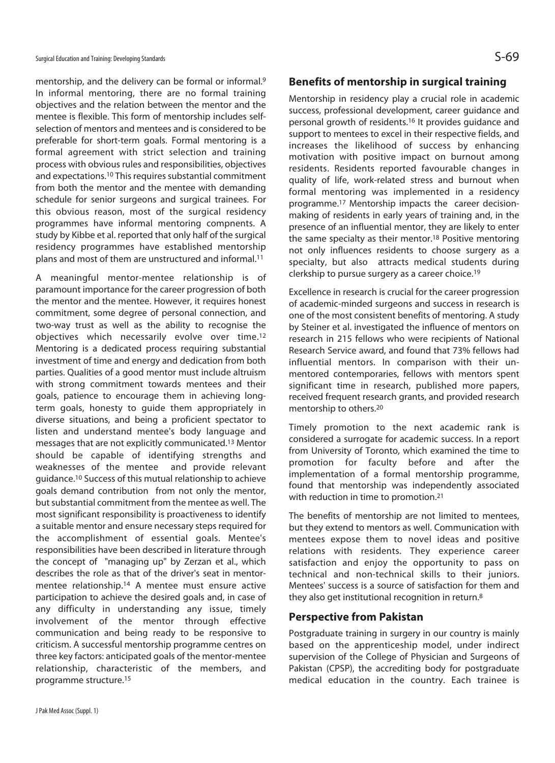mentorship, and the delivery can be formal or informal.[9] In informal mentoring, there are no formal training objectives and the relation between the mentor and the mentee is flexible. This form of mentorship includes self-selection of mentors and mentees and is considered to be preferable for short-term goals. Formal mentoring is a formal agreement with strict selection and training process with obvious rules and responsibilities, objectives and expectations.[10] This requires substantial commitment from both the mentor and the mentee with demanding schedule for senior surgeons and surgical trainees. For this obvious reason, most of the surgical residency programmes have informal mentoring compnents. A study by Kibbe et al. reported that only half of the surgical residency programmes have established mentorship plans and most of them are unstructured and informal.[11]

A meaningful mentor-mentee relationship is of paramount importance for the career progression of both the mentor and the mentee. However, it requires honest commitment, some degree of personal connection, and two-way trust as well as the ability to recognise the objectives which necessarily evolve over time.[12] Mentoring is a dedicated process requiring substantial investment of time and energy and dedication from both parties. Qualities of a good mentor must include altruism with strong commitment towards mentees and their goals, patience to encourage them in achieving long-term goals, honesty to guide them appropriately in diverse situations, and being a proficient spectator to listen and understand mentee's body language and messages that are not explicitly communicated.[13] Mentor should be capable of identifying strengths and weaknesses of the mentee and provide relevant guidance.[10] Success of this mutual relationship to achieve goals demand contribution from not only the mentor, but substantial commitment from the mentee as well. The most significant responsibility is proactiveness to identify a suitable mentor and ensure necessary steps required for the accomplishment of essential goals. Mentee's responsibilities have been described in literature through the concept of "managing up" by Zerzan et al., which describes the role as that of the driver's seat in mentor-mentee relationship.[14] A mentee must ensure active participation to achieve the desired goals and, in case of any difficulty in understanding any issue, timely involvement of the mentor through effective communication and being ready to be responsive to criticism. A successful mentorship programme centres on three key factors: anticipated goals of the mentor-mentee relationship, characteristic of the members, and programme structure.[15]

## Benefits of mentorship in surgical training

Mentorship in residency play a crucial role in academic success, professional development, career guidance and personal growth of residents.[16] It provides guidance and support to mentees to excel in their respective fields, and increases the likelihood of success by enhancing motivation with positive impact on burnout among residents. Residents reported favourable changes in quality of life, work-related stress and burnout when formal mentoring was implemented in a residency programme.[17] Mentorship impacts the career decision-making of residents in early years of training and, in the presence of an influential mentor, they are likely to enter the same specialty as their mentor.[18] Positive mentoring not only influences residents to choose surgery as a specialty, but also attracts medical students during clerkship to pursue surgery as a career choice.[19]

Excellence in research is crucial for the career progression of academic-minded surgeons and success in research is one of the most consistent benefits of mentoring. A study by Steiner et al. investigated the influence of mentors on research in 215 fellows who were recipients of National Research Service award, and found that 73% fellows had influential mentors. In comparison with their un-mentored contemporaries, fellows with mentors spent significant time in research, published more papers, received frequent research grants, and provided research mentorship to others.[20]

Timely promotion to the next academic rank is considered a surrogate for academic success. In a report from University of Toronto, which examined the time to promotion for faculty before and after the implementation of a formal mentorship programme, found that mentorship was independently associated with reduction in time to promotion.[21]

The benefits of mentorship are not limited to mentees, but they extend to mentors as well. Communication with mentees expose them to novel ideas and positive relations with residents. They experience career satisfaction and enjoy the opportunity to pass on technical and non-technical skills to their juniors. Mentees' success is a source of satisfaction for them and they also get institutional recognition in return.[8]

## Perspective from Pakistan

Postgraduate training in surgery in our country is mainly based on the apprenticeship model, under indirect supervision of the College of Physician and Surgeons of Pakistan (CPSP), the accrediting body for postgraduate medical education in the country. Each trainee is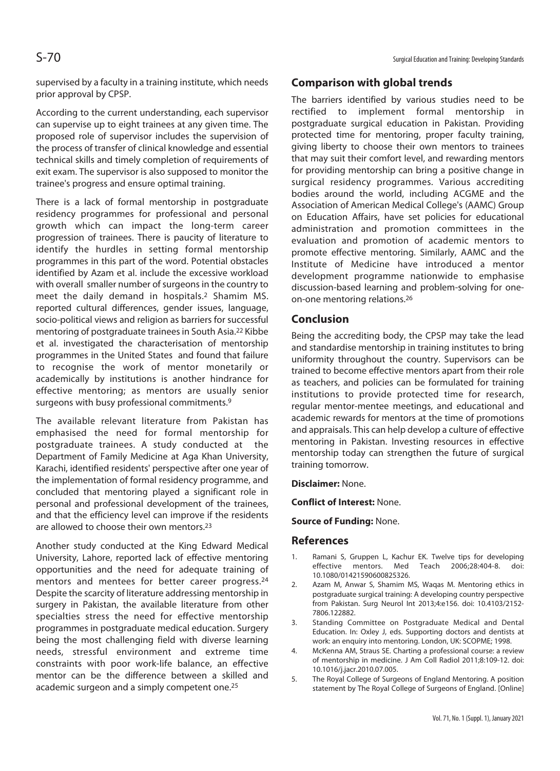supervised by a faculty in a training institute, which needs prior approval by CPSP.

According to the current understanding, each supervisor can supervise up to eight trainees at any given time. The proposed role of supervisor includes the supervision of the process of transfer of clinical knowledge and essential technical skills and timely completion of requirements of exit exam. The supervisor is also supposed to monitor the trainee's progress and ensure optimal training.

There is a lack of formal mentorship in postgraduate residency programmes for professional and personal growth which can impact the long-term career progression of trainees. There is paucity of literature to identify the hurdles in setting formal mentorship programmes in this part of the word. Potential obstacles identified by Azam et al. include the excessive workload with overall smaller number of surgeons in the country to meet the daily demand in hospitals.[2] Shamim MS. reported cultural differences, gender issues, language, socio-political views and religion as barriers for successful mentoring of postgraduate trainees in South Asia.[22] Kibbe et al. investigated the characterisation of mentorship programmes in the United States and found that failure to recognise the work of mentor monetarily or academically by institutions is another hindrance for effective mentoring; as mentors are usually senior surgeons with busy professional commitments.[9]

The available relevant literature from Pakistan has emphasised the need for formal mentorship for postgraduate trainees. A study conducted at the Department of Family Medicine at Aga Khan University, Karachi, identified residents' perspective after one year of the implementation of formal residency programme, and concluded that mentoring played a significant role in personal and professional development of the trainees, and that the efficiency level can improve if the residents are allowed to choose their own mentors.[23]

Another study conducted at the King Edward Medical University, Lahore, reported lack of effective mentoring opportunities and the need for adequate training of mentors and mentees for better career progress.[24] Despite the scarcity of literature addressing mentorship in surgery in Pakistan, the available literature from other specialties stress the need for effective mentorship programmes in postgraduate medical education. Surgery being the most challenging field with diverse learning needs, stressful environment and extreme time constraints with poor work-life balance, an effective mentor can be the difference between a skilled and academic surgeon and a simply competent one.[25]

## Comparison with global trends

The barriers identified by various studies need to be rectified to implement formal mentorship in postgraduate surgical education in Pakistan. Providing protected time for mentoring, proper faculty training, giving liberty to choose their own mentors to trainees that may suit their comfort level, and rewarding mentors for providing mentorship can bring a positive change in surgical residency programmes. Various accrediting bodies around the world, including ACGME and the Association of American Medical College's (AAMC) Group on Education Affairs, have set policies for educational administration and promotion committees in the evaluation and promotion of academic mentors to promote effective mentoring. Similarly, AAMC and the Institute of Medicine have introduced a mentor development programme nationwide to emphasise discussion-based learning and problem-solving for one-on-one mentoring relations.[26]

## Conclusion

Being the accrediting body, the CPSP may take the lead and standardise mentorship in training institutes to bring uniformity throughout the country. Supervisors can be trained to become effective mentors apart from their role as teachers, and policies can be formulated for training institutions to provide protected time for research, regular mentor-mentee meetings, and educational and academic rewards for mentors at the time of promotions and appraisals. This can help develop a culture of effective mentoring in Pakistan. Investing resources in effective mentorship today can strengthen the future of surgical training tomorrow.

**Disclaimer:** None.

**Conflict of Interest:** None.

**Source of Funding:** None.

## References

1. Ramani S, Gruppen L, Kachur EK. Twelve tips for developing effective mentors. Med Teach 2006;28:404-8. doi: 10.1080/01421590600825326.
2. Azam M, Anwar S, Shamim MS, Waqas M. Mentoring ethics in postgraduate surgical training: A developing country perspective from Pakistan. Surg Neurol Int 2013;4:e156. doi: 10.4103/2152-7806.122882.
3. Standing Committee on Postgraduate Medical and Dental Education. In: Oxley J, eds. Supporting doctors and dentists at work: an enquiry into mentoring. London, UK: SCOPME; 1998.
4. McKenna AM, Straus SE. Charting a professional course: a review of mentorship in medicine. J Am Coll Radiol 2011;8:109-12. doi: 10.1016/j.jacr.2010.07.005.
5. The Royal College of Surgeons of England Mentoring. A position statement by The Royal College of Surgeons of England. [Online]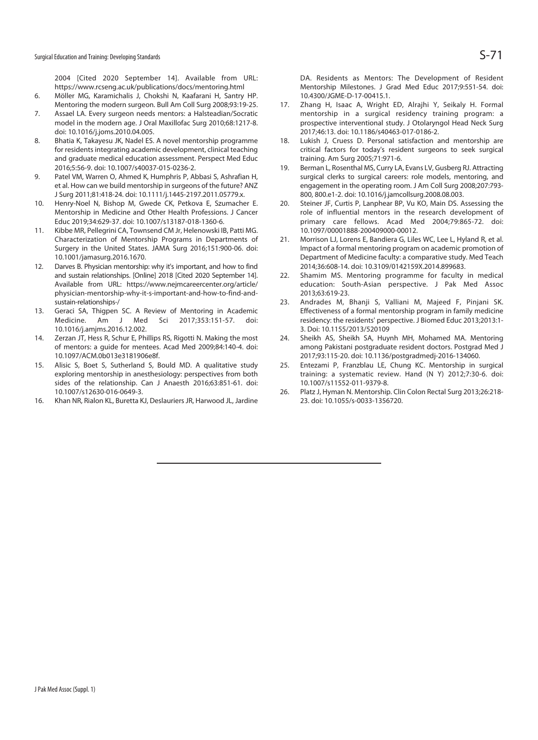2004 [Cited 2020 September 14]. Available from URL: https://www.rcseng.ac.uk/publications/docs/mentoring.html

6. Möller MG, Karamichalis J, Chokshi N, Kaafarani H, Santry HP. Mentoring the modern surgeon. Bull Am Coll Surg 2008;93:19-25.
7. Assael LA. Every surgeon needs mentors: a Halsteadian/Socratic model in the modern age. J Oral Maxillofac Surg 2010;68:1217-8. doi: 10.1016/j.joms.2010.04.005.
8. Bhatia K, Takayesu JK, Nadel ES. A novel mentorship programme for residents integrating academic development, clinical teaching and graduate medical education assessment. Perspect Med Educ 2016;5:56-9. doi: 10.1007/s40037-015-0236-2.
9. Patel VM, Warren O, Ahmed K, Humphris P, Abbasi S, Ashrafian H, et al. How can we build mentorship in surgeons of the future? ANZ J Surg 2011;81:418-24. doi: 10.1111/j.1445-2197.2011.05779.x.
10. Henry-Noel N, Bishop M, Gwede CK, Petkova E, Szumacher E. Mentorship in Medicine and Other Health Professions. J Cancer Educ 2019;34:629-37. doi: 10.1007/s13187-018-1360-6.
11. Kibbe MR, Pellegrini CA, Townsend CM Jr, Helenowski IB, Patti MG. Characterization of Mentorship Programs in Departments of Surgery in the United States. JAMA Surg 2016;151:900-06. doi: 10.1001/jamasurg.2016.1670.
12. Darves B. Physician mentorship: why it's important, and how to find and sustain relationships. [Online] 2018 [Cited 2020 September 14]. Available from URL: https://www.nejmcareercenter.org/article/physician-mentorship-why-it-s-important-and-how-to-find-and-sustain-relationships-/
13. Geraci SA, Thigpen SC. A Review of Mentoring in Academic Medicine. Am J Med Sci 2017;353:151-57. doi: 10.1016/j.amjms.2016.12.002.
14. Zerzan JT, Hess R, Schur E, Phillips RS, Rigotti N. Making the most of mentors: a guide for mentees. Acad Med 2009;84:140-4. doi: 10.1097/ACM.0b013e3181906e8f.
15. Alisic S, Boet S, Sutherland S, Bould MD. A qualitative study exploring mentorship in anesthesiology: perspectives from both sides of the relationship. Can J Anaesth 2016;63:851-61. doi: 10.1007/s12630-016-0649-3.
16. Khan NR, Rialon KL, Buretta KJ, Deslauriers JR, Harwood JL, Jardine DA. Residents as Mentors: The Development of Resident Mentorship Milestones. J Grad Med Educ 2017;9:551-54. doi: 10.4300/JGME-D-17-00415.1.
17. Zhang H, Isaac A, Wright ED, Alrajhi Y, Seikaly H. Formal mentorship in a surgical residency training program: a prospective interventional study. J Otolaryngol Head Neck Surg 2017;46:13. doi: 10.1186/s40463-017-0186-2.
18. Lukish J, Cruess D. Personal satisfaction and mentorship are critical factors for today's resident surgeons to seek surgical training. Am Surg 2005;71:971-6.
19. Berman L, Rosenthal MS, Curry LA, Evans LV, Gusberg RJ. Attracting surgical clerks to surgical careers: role models, mentoring, and engagement in the operating room. J Am Coll Surg 2008;207:793-800, 800.e1-2. doi: 10.1016/j.jamcollsurg.2008.08.003.
20. Steiner JF, Curtis P, Lanphear BP, Vu KO, Main DS. Assessing the role of influential mentors in the research development of primary care fellows. Acad Med 2004;79:865-72. doi: 10.1097/00001888-200409000-00012.
21. Morrison LJ, Lorens E, Bandiera G, Liles WC, Lee L, Hyland R, et al. Impact of a formal mentoring program on academic promotion of Department of Medicine faculty: a comparative study. Med Teach 2014;36:608-14. doi: 10.3109/0142159X.2014.899683.
22. Shamim MS. Mentoring programme for faculty in medical education: South-Asian perspective. J Pak Med Assoc 2013;63:619-23.
23. Andrades M, Bhanji S, Valliani M, Majeed F, Pinjani SK. Effectiveness of a formal mentorship program in family medicine residency: the residents' perspective. J Biomed Educ 2013;2013:1-3. Doi: 10.1155/2013/520109
24. Sheikh AS, Sheikh SA, Huynh MH, Mohamed MA. Mentoring among Pakistani postgraduate resident doctors. Postgrad Med J 2017;93:115-20. doi: 10.1136/postgradmedj-2016-134060.
25. Entezami P, Franzblau LE, Chung KC. Mentorship in surgical training: a systematic review. Hand (N Y) 2012;7:30-6. doi: 10.1007/s11552-011-9379-8.
26. Platz J, Hyman N. Mentorship. Clin Colon Rectal Surg 2013;26:218-23. doi: 10.1055/s-0033-1356720.